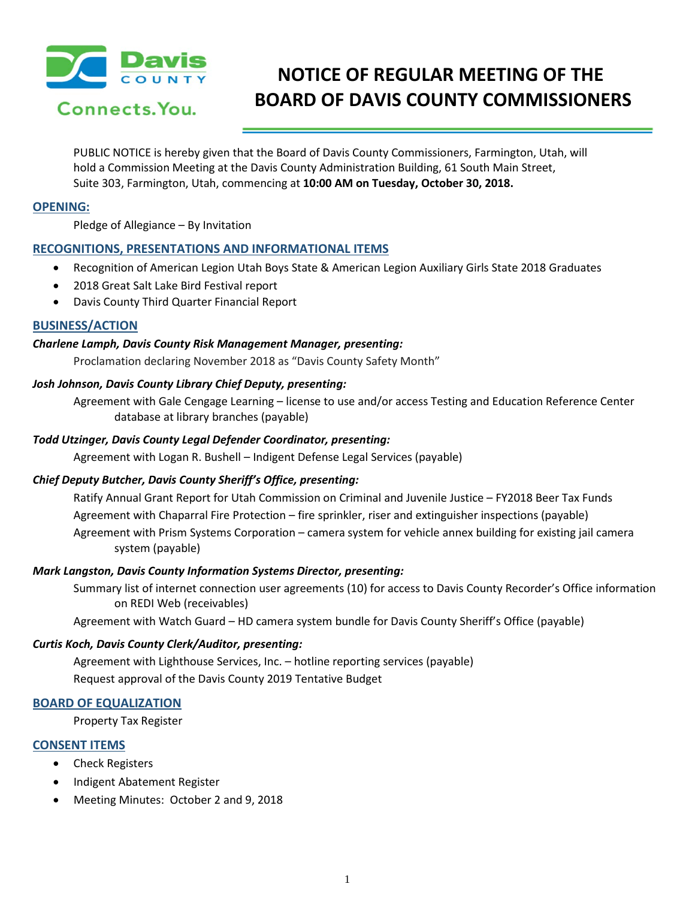# NOTICE OF REGULAR MEETING OF THE BOARD OF DAVIS COUNTY COMMISSIONERS

PUBLIC NOTICE is hereby given that the Board of Davis County Commissioners, Farmington, Utah, will hold a Commission Meeting at the Davis County Administration Building, 61 South Main Street, Suite 303, Farmington, Utah, commencing at **10:00 AM on Tuesday, October 30, 2018.**

## OPENING:

Pledge of Allegiance – By Invitation

## RECOGNITIONS, PRESENTATIONS AND INFORMATIONAL ITEMS

- Recognition of American Legion Utah Boys State & American Legion Auxiliary Girls State 2018 Graduates
- 2018 Great Salt Lake Bird Festival report
- Davis County Third Quarter Financial Report

## BUSINESS/ACTION

***Charlene Lamph, Davis County Risk Management Manager, presenting:***

Proclamation declaring November 2018 as "Davis County Safety Month"

***Josh Johnson, Davis County Library Chief Deputy, presenting:***

Agreement with Gale Cengage Learning – license to use and/or access Testing and Education Reference Center database at library branches (payable)

***Todd Utzinger, Davis County Legal Defender Coordinator, presenting:***

Agreement with Logan R. Bushell – Indigent Defense Legal Services (payable)

***Chief Deputy Butcher, Davis County Sheriff's Office, presenting:***

Ratify Annual Grant Report for Utah Commission on Criminal and Juvenile Justice – FY2018 Beer Tax Funds

Agreement with Chaparral Fire Protection – fire sprinkler, riser and extinguisher inspections (payable)

Agreement with Prism Systems Corporation – camera system for vehicle annex building for existing jail camera system (payable)

***Mark Langston, Davis County Information Systems Director, presenting:***

Summary list of internet connection user agreements (10) for access to Davis County Recorder's Office information on REDI Web (receivables)

Agreement with Watch Guard – HD camera system bundle for Davis County Sheriff's Office (payable)

***Curtis Koch, Davis County Clerk/Auditor, presenting:***

Agreement with Lighthouse Services, Inc. – hotline reporting services (payable)

Request approval of the Davis County 2019 Tentative Budget

## BOARD OF EQUALIZATION

Property Tax Register

## CONSENT ITEMS

- Check Registers
- Indigent Abatement Register
- Meeting Minutes: October 2 and 9, 2018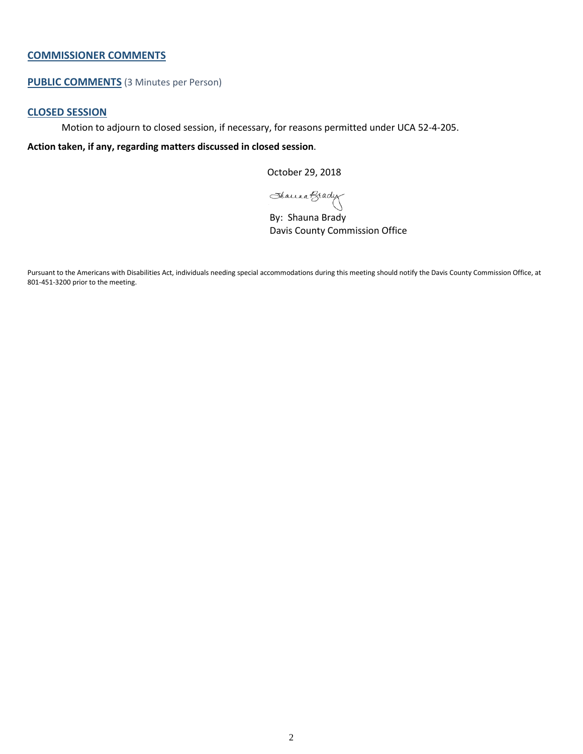## COMMISSIONER COMMENTS

## PUBLIC COMMENTS (3 Minutes per Person)

## CLOSED SESSION

Motion to adjourn to closed session, if necessary, for reasons permitted under UCA 52-4-205.

**Action taken, if any, regarding matters discussed in closed session**.

October 29, 2018

Shauna Brady

By: Shauna Brady
Davis County Commission Office

Pursuant to the Americans with Disabilities Act, individuals needing special accommodations during this meeting should notify the Davis County Commission Office, at 801-451-3200 prior to the meeting.